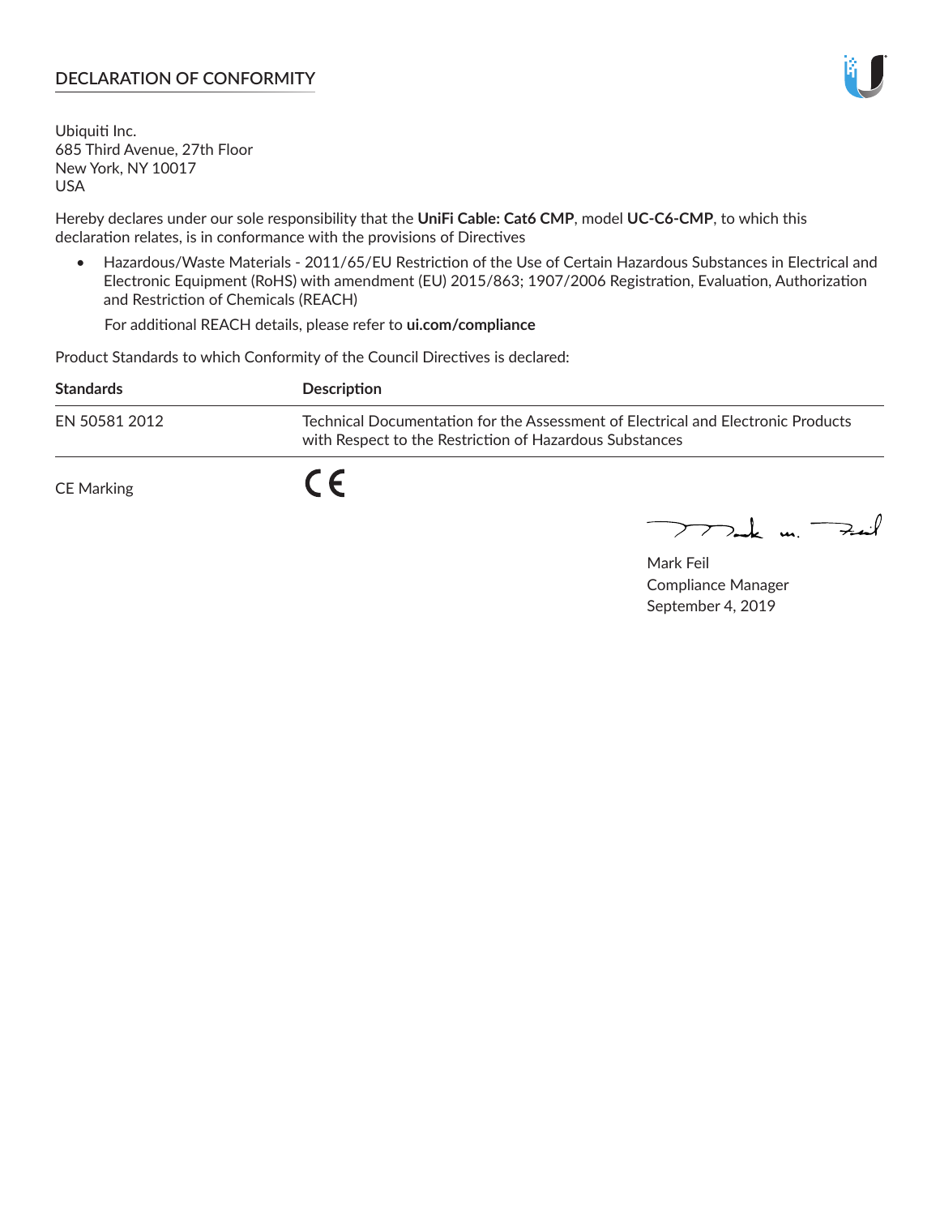## DECLARATION OF CONFORMITY

Ubiquiti Inc.
685 Third Avenue, 27th Floor
New York, NY 10017
USA

Hereby declares under our sole responsibility that the **UniFi Cable: Cat6 CMP**, model **UC-C6-CMP**, to which this declaration relates, is in conformance with the provisions of Directives

- Hazardous/Waste Materials - 2011/65/EU Restriction of the Use of Certain Hazardous Substances in Electrical and Electronic Equipment (RoHS) with amendment (EU) 2015/863; 1907/2006 Registration, Evaluation, Authorization and Restriction of Chemicals (REACH)

  For additional REACH details, please refer to **ui.com/compliance**

Product Standards to which Conformity of the Council Directives is declared:

| Standards | Description |
|---|---|
| EN 50581 2012 | Technical Documentation for the Assessment of Electrical and Electronic Products with Respect to the Restriction of Hazardous Substances |

CE Marking CE

Mark Feil
Compliance Manager
September 4, 2019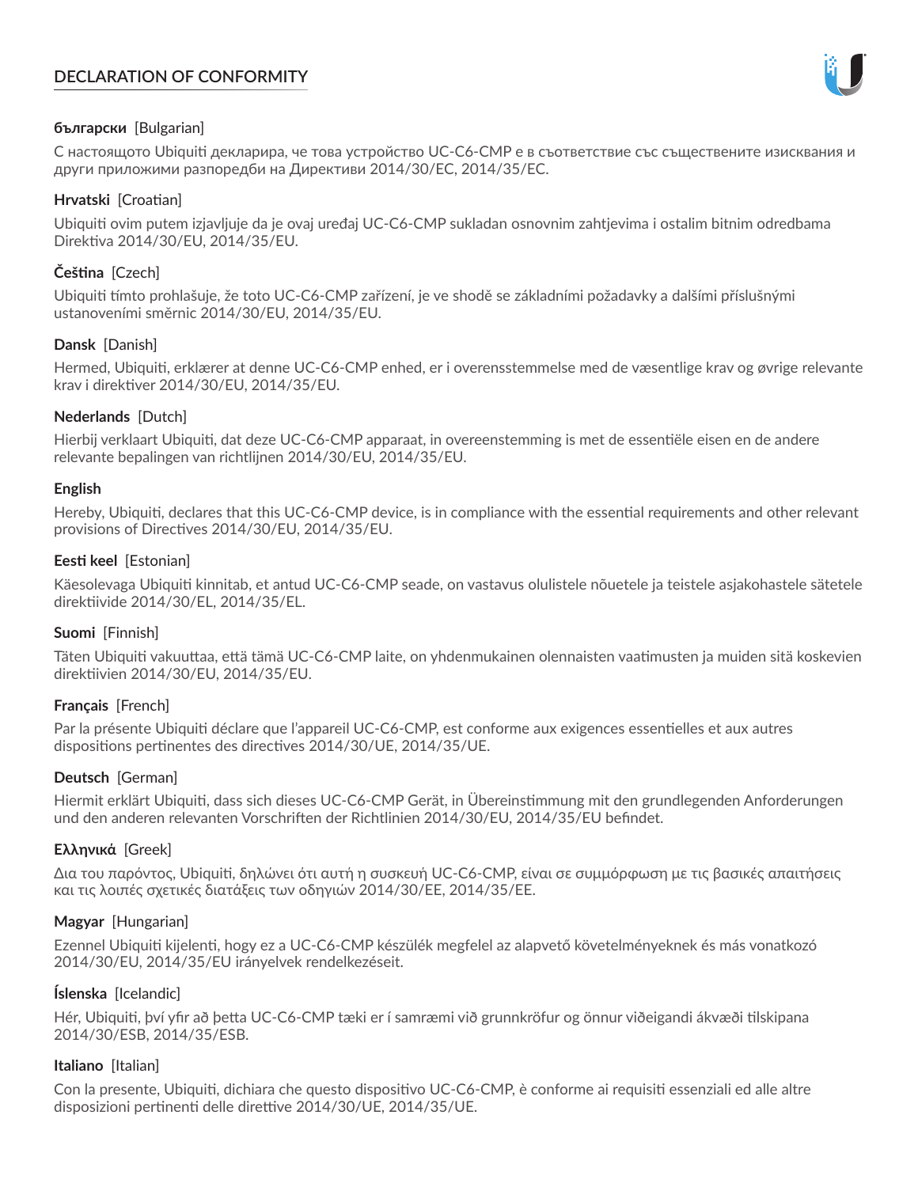# DECLARATION OF CONFORMITY

**български** [Bulgarian]

С настоящото Ubiquiti декларира, че това устройство UC-C6-CMP е в съответствие със съществените изисквания и други приложими разпоредби на Директиви 2014/30/ЕС, 2014/35/ЕС.

**Hrvatski** [Croatian]

Ubiquiti ovim putem izjavljuje da je ovaj uređaj UC-C6-CMP sukladan osnovnim zahtjevima i ostalim bitnim odredbama Direktiva 2014/30/EU, 2014/35/EU.

**Čeština** [Czech]

Ubiquiti tímto prohlašuje, že toto UC-C6-CMP zařízení, je ve shodě se základními požadavky a dalšími příslušnými ustanoveními směrnic 2014/30/EU, 2014/35/EU.

**Dansk** [Danish]

Hermed, Ubiquiti, erklærer at denne UC-C6-CMP enhed, er i overensstemmelse med de væsentlige krav og øvrige relevante krav i direktiver 2014/30/EU, 2014/35/EU.

**Nederlands** [Dutch]

Hierbij verklaart Ubiquiti, dat deze UC-C6-CMP apparaat, in overeenstemming is met de essentiële eisen en de andere relevante bepalingen van richtlijnen 2014/30/EU, 2014/35/EU.

**English**

Hereby, Ubiquiti, declares that this UC-C6-CMP device, is in compliance with the essential requirements and other relevant provisions of Directives 2014/30/EU, 2014/35/EU.

**Eesti keel** [Estonian]

Käesolevaga Ubiquiti kinnitab, et antud UC-C6-CMP seade, on vastavus olulistele nõuetele ja teistele asjakohastele sätetele direktiivide 2014/30/EL, 2014/35/EL.

**Suomi** [Finnish]

Täten Ubiquiti vakuuttaa, että tämä UC-C6-CMP laite, on yhdenmukainen olennaisten vaatimusten ja muiden sitä koskevien direktiivien 2014/30/EU, 2014/35/EU.

**Français** [French]

Par la présente Ubiquiti déclare que l'appareil UC-C6-CMP, est conforme aux exigences essentielles et aux autres dispositions pertinentes des directives 2014/30/UE, 2014/35/UE.

**Deutsch** [German]

Hiermit erklärt Ubiquiti, dass sich dieses UC-C6-CMP Gerät, in Übereinstimmung mit den grundlegenden Anforderungen und den anderen relevanten Vorschriften der Richtlinien 2014/30/EU, 2014/35/EU befindet.

**Ελληνικά** [Greek]

Δια του παρόντος, Ubiquiti, δηλώνει ότι αυτή η συσκευή UC-C6-CMP, είναι σε συμμόρφωση με τις βασικές απαιτήσεις και τις λοιπές σχετικές διατάξεις των οδηγιών 2014/30/EE, 2014/35/EE.

**Magyar** [Hungarian]

Ezennel Ubiquiti kijelenti, hogy ez a UC-C6-CMP készülék megfelel az alapvető követelményeknek és más vonatkozó 2014/30/EU, 2014/35/EU irányelvek rendelkezéseit.

**Íslenska** [Icelandic]

Hér, Ubiquiti, því yfir að þetta UC-C6-CMP tæki er í samræmi við grunnkröfur og önnur viðeigandi ákvæði tilskipana 2014/30/ESB, 2014/35/ESB.

**Italiano** [Italian]

Con la presente, Ubiquiti, dichiara che questo dispositivo UC-C6-CMP, è conforme ai requisiti essenziali ed alle altre disposizioni pertinenti delle direttive 2014/30/UE, 2014/35/UE.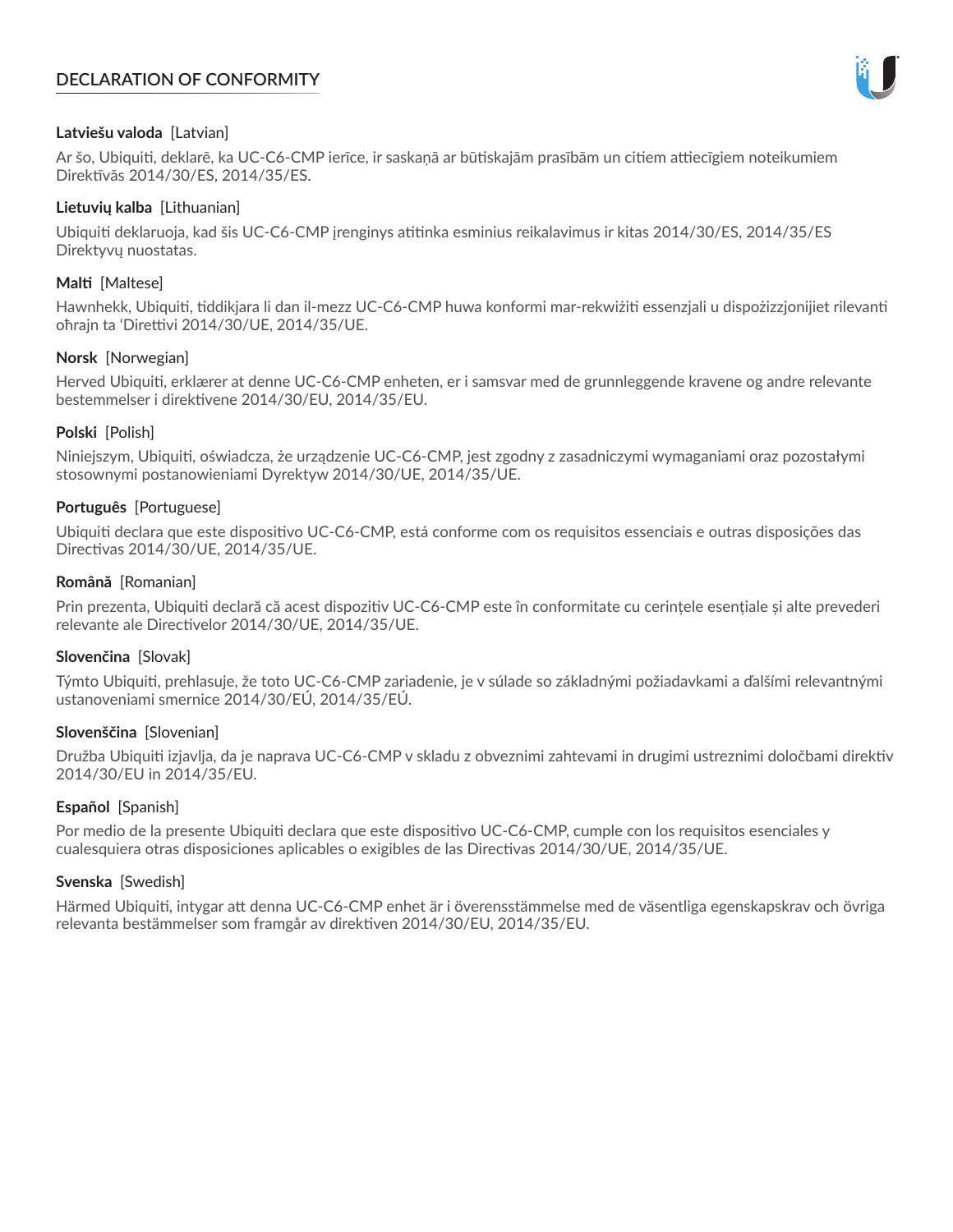# DECLARATION OF CONFORMITY

**Latviešu valoda** [Latvian]

Ar šo, Ubiquiti, deklarē, ka UC-C6-CMP ierīce, ir saskaņā ar būtiskajām prasībām un citiem attiecīgiem noteikumiem Direktīvās 2014/30/ES, 2014/35/ES.

**Lietuvių kalba** [Lithuanian]

Ubiquiti deklaruoja, kad šis UC-C6-CMP įrenginys atitinka esminius reikalavimus ir kitas 2014/30/ES, 2014/35/ES Direktyvų nuostatas.

**Malti** [Maltese]

Hawnhekk, Ubiquiti, tiddikjara li dan il-mezz UC-C6-CMP huwa konformi mar-rekwiżiti essenzjali u dispożizzjonijiet rilevanti oħrajn ta 'Direttivi 2014/30/UE, 2014/35/UE.

**Norsk** [Norwegian]

Herved Ubiquiti, erklærer at denne UC-C6-CMP enheten, er i samsvar med de grunnleggende kravene og andre relevante bestemmelser i direktivene 2014/30/EU, 2014/35/EU.

**Polski** [Polish]

Niniejszym, Ubiquiti, oświadcza, że urządzenie UC-C6-CMP, jest zgodny z zasadniczymi wymaganiami oraz pozostałymi stosownymi postanowieniami Dyrektyw 2014/30/UE, 2014/35/UE.

**Português** [Portuguese]

Ubiquiti declara que este dispositivo UC-C6-CMP, está conforme com os requisitos essenciais e outras disposições das Directivas 2014/30/UE, 2014/35/UE.

**Română** [Romanian]

Prin prezenta, Ubiquiti declară că acest dispozitiv UC-C6-CMP este în conformitate cu cerințele esențiale și alte prevederi relevante ale Directivelor 2014/30/UE, 2014/35/UE.

**Slovenčina** [Slovak]

Týmto Ubiquiti, prehlasuje, že toto UC-C6-CMP zariadenie, je v súlade so základnými požiadavkami a ďalšími relevantnými ustanoveniami smernice 2014/30/EÚ, 2014/35/EÚ.

**Slovenščina** [Slovenian]

Družba Ubiquiti izjavlja, da je naprava UC-C6-CMP v skladu z obveznimi zahtevami in drugimi ustreznimi določbami direktiv 2014/30/EU in 2014/35/EU.

**Español** [Spanish]

Por medio de la presente Ubiquiti declara que este dispositivo UC-C6-CMP, cumple con los requisitos esenciales y cualesquiera otras disposiciones aplicables o exigibles de las Directivas 2014/30/UE, 2014/35/UE.

**Svenska** [Swedish]

Härmed Ubiquiti, intygar att denna UC-C6-CMP enhet är i överensstämmelse med de väsentliga egenskapskrav och övriga relevanta bestämmelser som framgår av direktiven 2014/30/EU, 2014/35/EU.